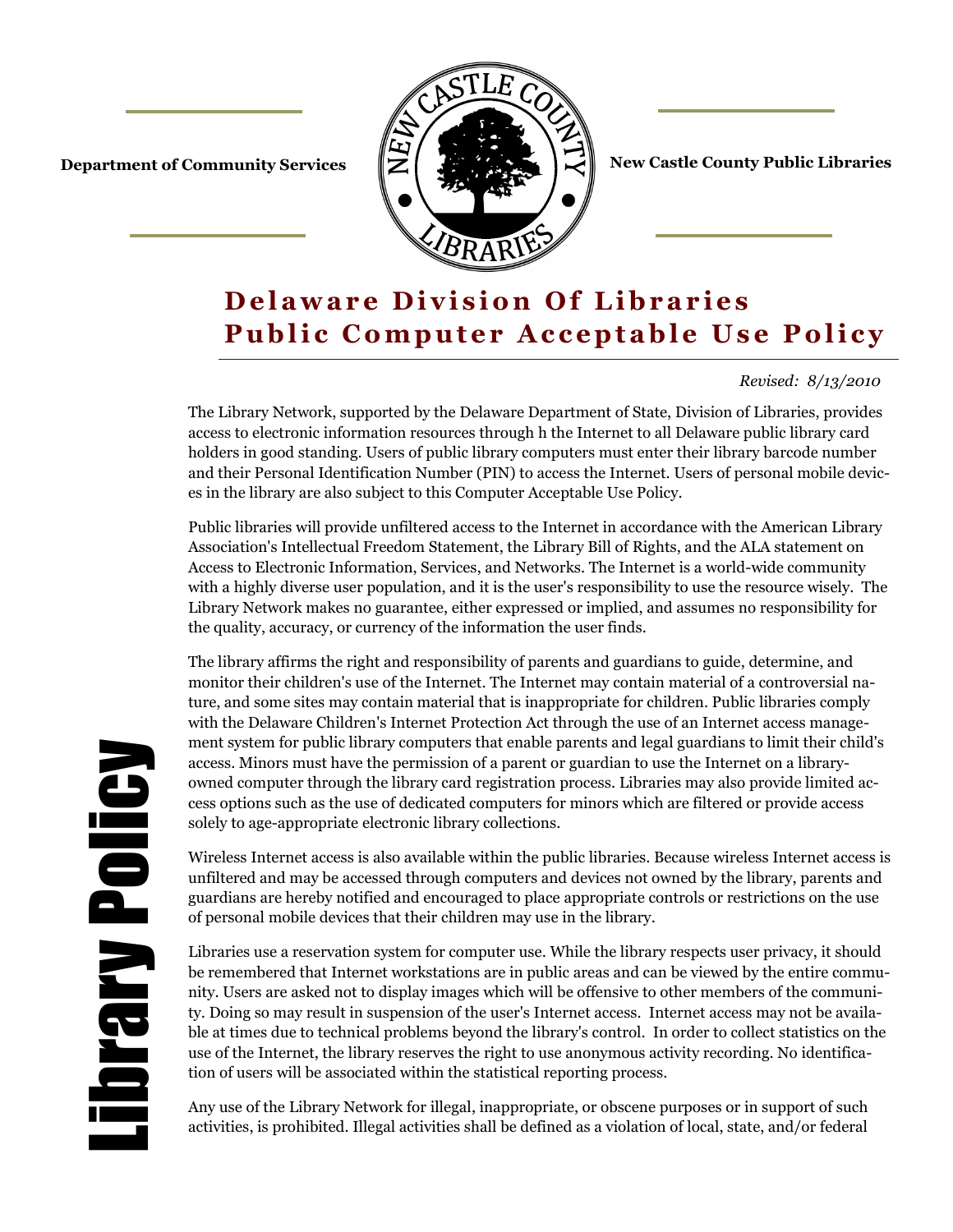**Department of Community Services**

**New Castle County Public Libraries**

# Delaware Division Of Libraries Public Computer Acceptable Use Policy

*Revised: 8/13/2010*

The Library Network, supported by the Delaware Department of State, Division of Libraries, provides access to electronic information resources through h the Internet to all Delaware public library card holders in good standing. Users of public library computers must enter their library barcode number and their Personal Identification Number (PIN) to access the Internet. Users of personal mobile devices in the library are also subject to this Computer Acceptable Use Policy.

Public libraries will provide unfiltered access to the Internet in accordance with the American Library Association's Intellectual Freedom Statement, the Library Bill of Rights, and the ALA statement on Access to Electronic Information, Services, and Networks. The Internet is a world-wide community with a highly diverse user population, and it is the user's responsibility to use the resource wisely. The Library Network makes no guarantee, either expressed or implied, and assumes no responsibility for the quality, accuracy, or currency of the information the user finds.

The library affirms the right and responsibility of parents and guardians to guide, determine, and monitor their children's use of the Internet. The Internet may contain material of a controversial nature, and some sites may contain material that is inappropriate for children. Public libraries comply with the Delaware Children's Internet Protection Act through the use of an Internet access management system for public library computers that enable parents and legal guardians to limit their child's access. Minors must have the permission of a parent or guardian to use the Internet on a library-owned computer through the library card registration process. Libraries may also provide limited access options such as the use of dedicated computers for minors which are filtered or provide access solely to age-appropriate electronic library collections.

Wireless Internet access is also available within the public libraries. Because wireless Internet access is unfiltered and may be accessed through computers and devices not owned by the library, parents and guardians are hereby notified and encouraged to place appropriate controls or restrictions on the use of personal mobile devices that their children may use in the library.

Libraries use a reservation system for computer use. While the library respects user privacy, it should be remembered that Internet workstations are in public areas and can be viewed by the entire community. Users are asked not to display images which will be offensive to other members of the community. Doing so may result in suspension of the user's Internet access. Internet access may not be available at times due to technical problems beyond the library's control. In order to collect statistics on the use of the Internet, the library reserves the right to use anonymous activity recording. No identification of users will be associated within the statistical reporting process.

Any use of the Library Network for illegal, inappropriate, or obscene purposes or in support of such activities, is prohibited. Illegal activities shall be defined as a violation of local, state, and/or federal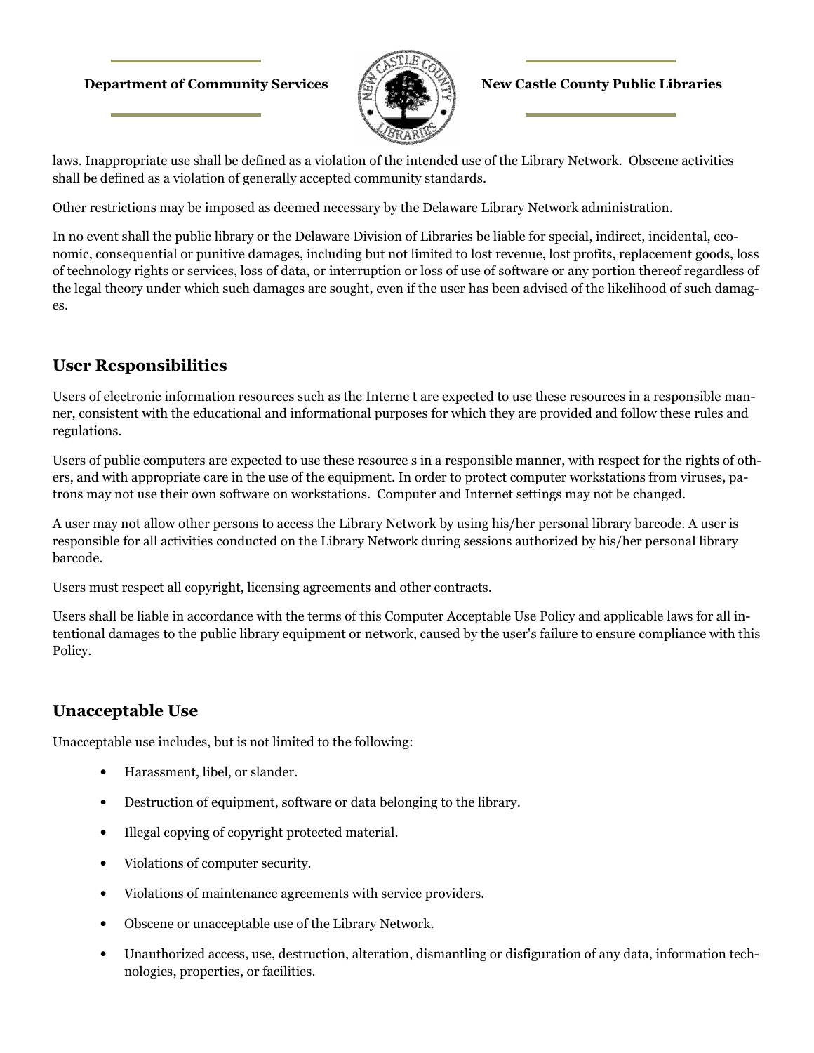laws. Inappropriate use shall be defined as a violation of the intended use of the Library Network. Obscene activities shall be defined as a violation of generally accepted community standards.

Other restrictions may be imposed as deemed necessary by the Delaware Library Network administration.

In no event shall the public library or the Delaware Division of Libraries be liable for special, indirect, incidental, economic, consequential or punitive damages, including but not limited to lost revenue, lost profits, replacement goods, loss of technology rights or services, loss of data, or interruption or loss of use of software or any portion thereof regardless of the legal theory under which such damages are sought, even if the user has been advised of the likelihood of such damages.

## User Responsibilities

Users of electronic information resources such as the Interne t are expected to use these resources in a responsible manner, consistent with the educational and informational purposes for which they are provided and follow these rules and regulations.

Users of public computers are expected to use these resource s in a responsible manner, with respect for the rights of others, and with appropriate care in the use of the equipment. In order to protect computer workstations from viruses, patrons may not use their own software on workstations. Computer and Internet settings may not be changed.

A user may not allow other persons to access the Library Network by using his/her personal library barcode. A user is responsible for all activities conducted on the Library Network during sessions authorized by his/her personal library barcode.

Users must respect all copyright, licensing agreements and other contracts.

Users shall be liable in accordance with the terms of this Computer Acceptable Use Policy and applicable laws for all intentional damages to the public library equipment or network, caused by the user's failure to ensure compliance with this Policy.

## Unacceptable Use

Unacceptable use includes, but is not limited to the following:

- Harassment, libel, or slander.
- Destruction of equipment, software or data belonging to the library.
- Illegal copying of copyright protected material.
- Violations of computer security.
- Violations of maintenance agreements with service providers.
- Obscene or unacceptable use of the Library Network.
- Unauthorized access, use, destruction, alteration, dismantling or disfiguration of any data, information technologies, properties, or facilities.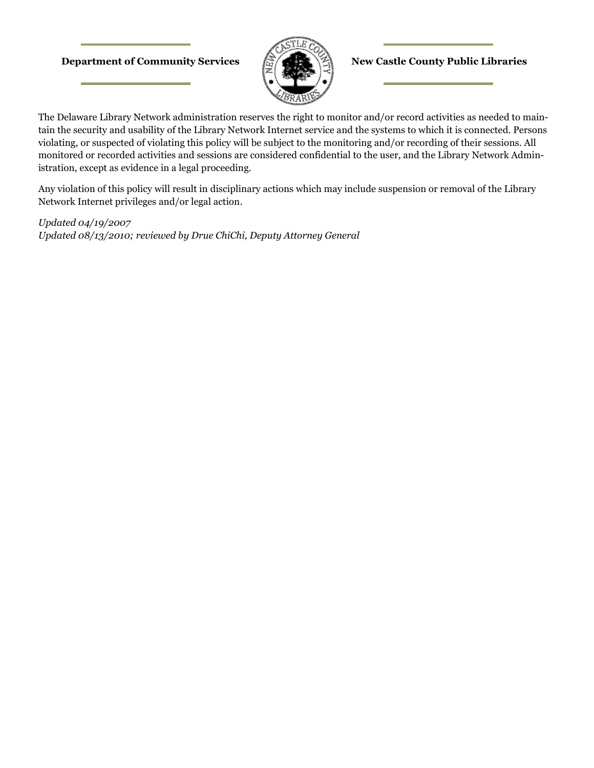The Delaware Library Network administration reserves the right to monitor and/or record activities as needed to maintain the security and usability of the Library Network Internet service and the systems to which it is connected. Persons violating, or suspected of violating this policy will be subject to the monitoring and/or recording of their sessions. All monitored or recorded activities and sessions are considered confidential to the user, and the Library Network Administration, except as evidence in a legal proceeding.

Any violation of this policy will result in disciplinary actions which may include suspension or removal of the Library Network Internet privileges and/or legal action.

*Updated 04/19/2007*
*Updated 08/13/2010; reviewed by Drue ChiChi, Deputy Attorney General*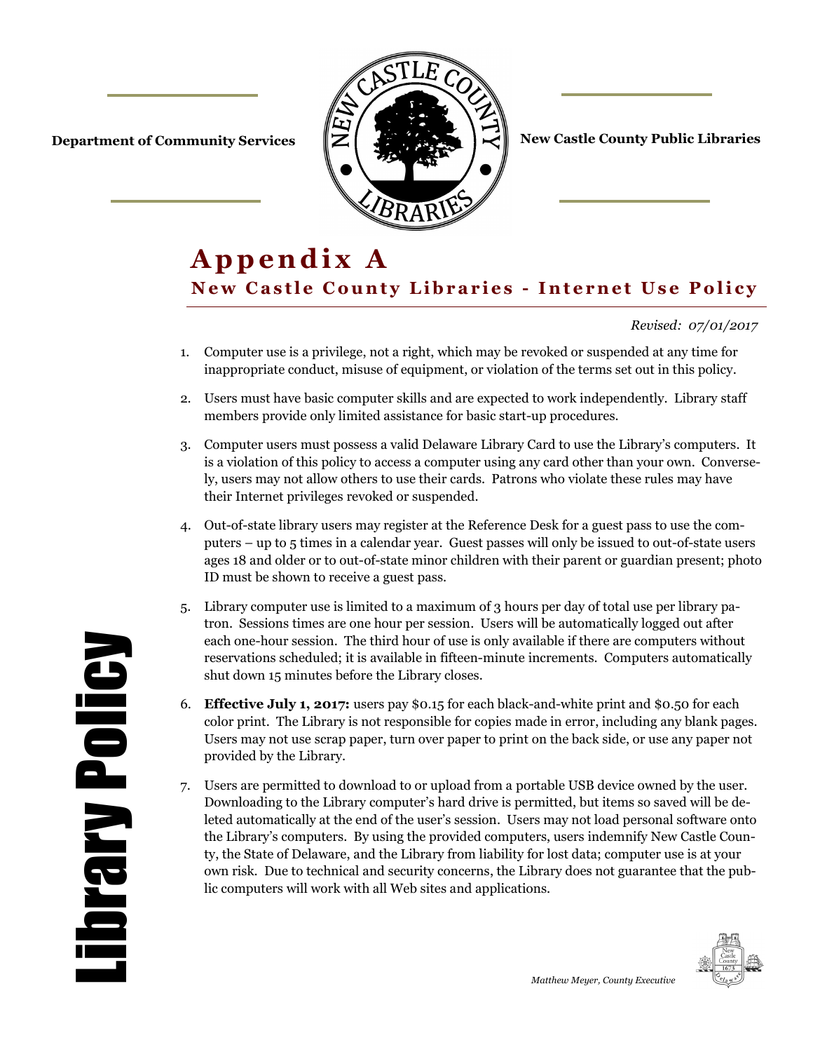Department of Community Services

New Castle County Public Libraries

# Appendix A

## New Castle County Libraries - Internet Use Policy

*Revised: 07/01/2017*

1. Computer use is a privilege, not a right, which may be revoked or suspended at any time for inappropriate conduct, misuse of equipment, or violation of the terms set out in this policy.

2. Users must have basic computer skills and are expected to work independently. Library staff members provide only limited assistance for basic start-up procedures.

3. Computer users must possess a valid Delaware Library Card to use the Library's computers. It is a violation of this policy to access a computer using any card other than your own. Conversely, users may not allow others to use their cards. Patrons who violate these rules may have their Internet privileges revoked or suspended.

4. Out-of-state library users may register at the Reference Desk for a guest pass to use the computers – up to 5 times in a calendar year. Guest passes will only be issued to out-of-state users ages 18 and older or to out-of-state minor children with their parent or guardian present; photo ID must be shown to receive a guest pass.

5. Library computer use is limited to a maximum of 3 hours per day of total use per library patron. Sessions times are one hour per session. Users will be automatically logged out after each one-hour session. The third hour of use is only available if there are computers without reservations scheduled; it is available in fifteen-minute increments. Computers automatically shut down 15 minutes before the Library closes.

6. **Effective July 1, 2017:** users pay $0.15 for each black-and-white print and $0.50 for each color print. The Library is not responsible for copies made in error, including any blank pages. Users may not use scrap paper, turn over paper to print on the back side, or use any paper not provided by the Library.

7. Users are permitted to download to or upload from a portable USB device owned by the user. Downloading to the Library computer's hard drive is permitted, but items so saved will be deleted automatically at the end of the user's session. Users may not load personal software onto the Library's computers. By using the provided computers, users indemnify New Castle County, the State of Delaware, and the Library from liability for lost data; computer use is at your own risk. Due to technical and security concerns, the Library does not guarantee that the public computers will work with all Web sites and applications.

Library Policy

*Matthew Meyer, County Executive*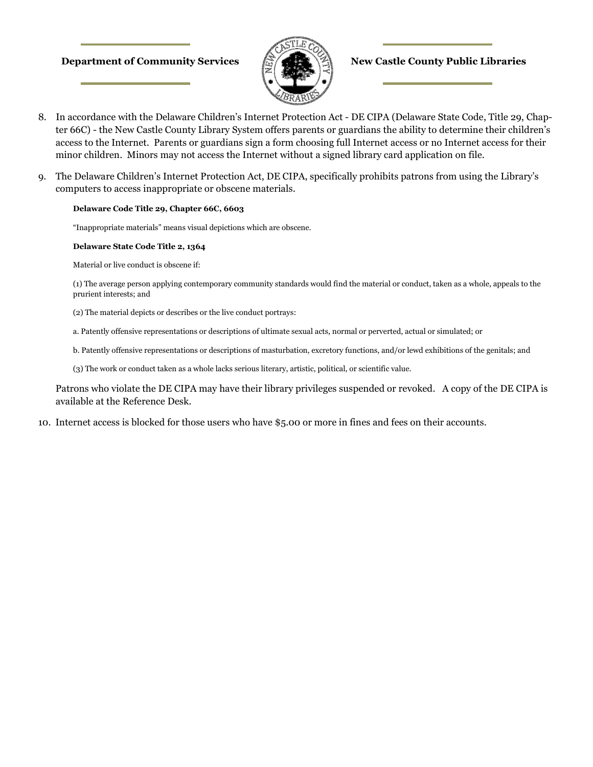8. In accordance with the Delaware Children's Internet Protection Act - DE CIPA (Delaware State Code, Title 29, Chapter 66C) - the New Castle County Library System offers parents or guardians the ability to determine their children's access to the Internet. Parents or guardians sign a form choosing full Internet access or no Internet access for their minor children. Minors may not access the Internet without a signed library card application on file.

9. The Delaware Children's Internet Protection Act, DE CIPA, specifically prohibits patrons from using the Library's computers to access inappropriate or obscene materials.

   **Delaware Code Title 29, Chapter 66C, 6603**

   "Inappropriate materials" means visual depictions which are obscene.

   **Delaware State Code Title 2, 1364**

   Material or live conduct is obscene if:

   (1) The average person applying contemporary community standards would find the material or conduct, taken as a whole, appeals to the prurient interests; and

   (2) The material depicts or describes or the live conduct portrays:

   a. Patently offensive representations or descriptions of ultimate sexual acts, normal or perverted, actual or simulated; or

   b. Patently offensive representations or descriptions of masturbation, excretory functions, and/or lewd exhibitions of the genitals; and

   (3) The work or conduct taken as a whole lacks serious literary, artistic, political, or scientific value.

   Patrons who violate the DE CIPA may have their library privileges suspended or revoked. A copy of the DE CIPA is available at the Reference Desk.

10. Internet access is blocked for those users who have $5.00 or more in fines and fees on their accounts.